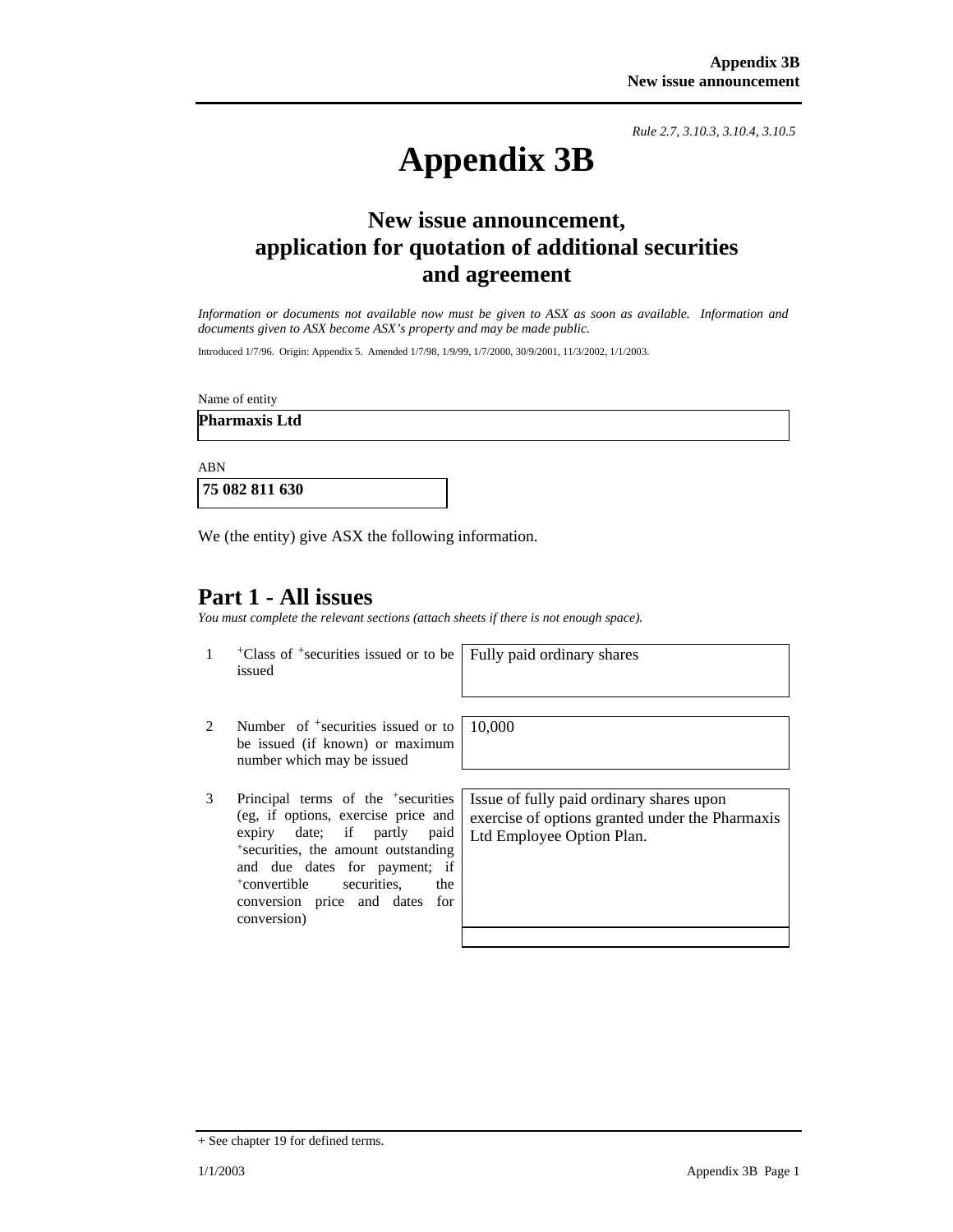*Rule 2.7, 3.10.3, 3.10.4, 3.10.5*

# Appendix 3B

## New issue announcement, application for quotation of additional securities and agreement

*Information or documents not available now must be given to ASX as soon as available. Information and documents given to ASX become ASX's property and may be made public.*

Introduced 1/7/96. Origin: Appendix 5. Amended 1/7/98, 1/9/99, 1/7/2000, 30/9/2001, 11/3/2002, 1/1/2003.

Name of entity

**Pharmaxis Ltd**

ABN

**75 082 811 630**

We (the entity) give ASX the following information.

## Part 1 - All issues

*You must complete the relevant sections (attach sheets if there is not enough space).*

| | | |
|---|---|---|
| 1 | +Class of +securities issued or to be issued | Fully paid ordinary shares |
| 2 | Number of +securities issued or to be issued (if known) or maximum number which may be issued | 10,000 |
| 3 | Principal terms of the +securities (eg, if options, exercise price and expiry date; if partly paid +securities, the amount outstanding and due dates for payment; if +convertible securities, the conversion price and dates for conversion) | Issue of fully paid ordinary shares upon exercise of options granted under the Pharmaxis Ltd Employee Option Plan. |

+ See chapter 19 for defined terms.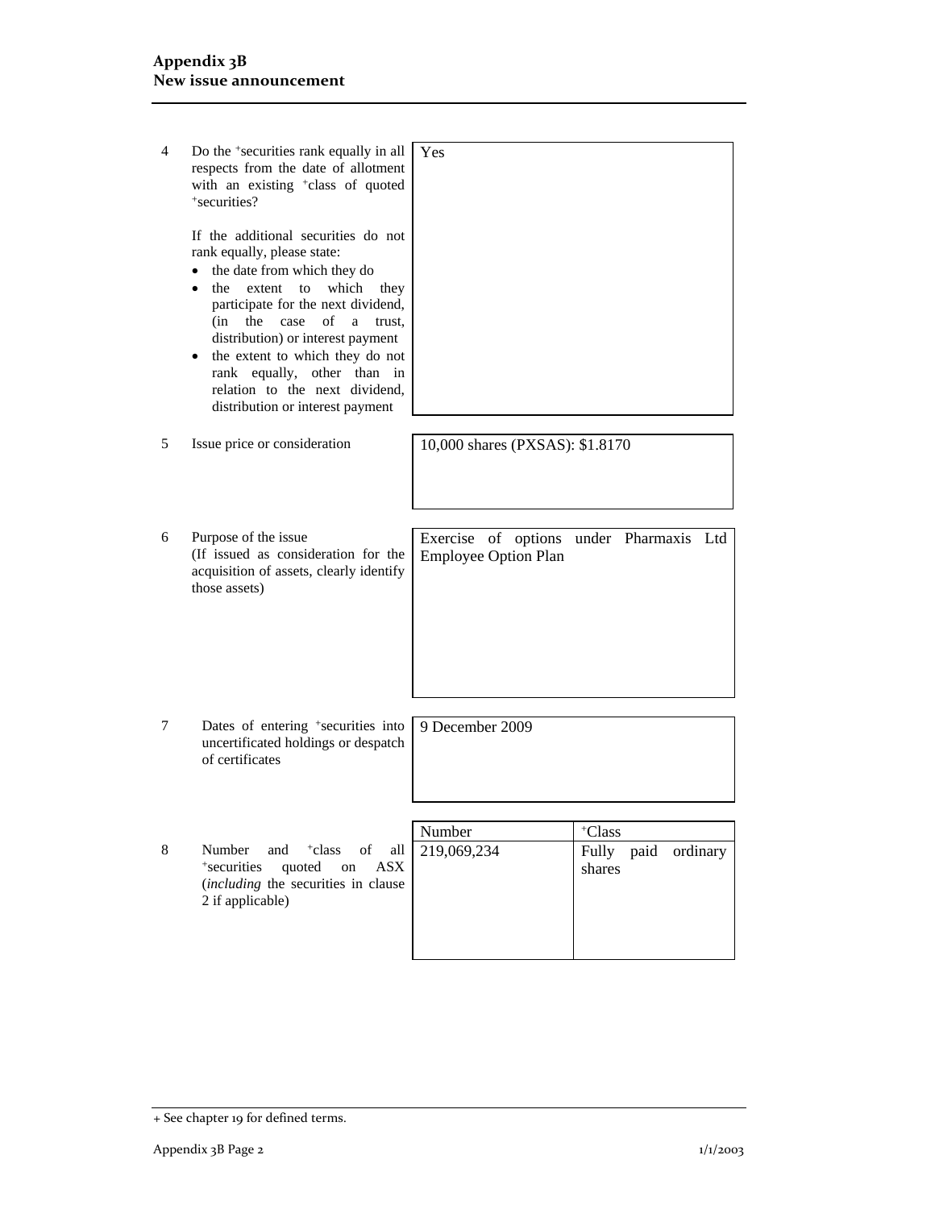| | | |
|---|---|---|
| 4 | Do the +securities rank equally in all respects from the date of allotment with an existing +class of quoted +securities?<br><br>If the additional securities do not rank equally, please state:<br>• the date from which they do<br>• the extent to which they participate for the next dividend, (in the case of a trust, distribution) or interest payment<br>• the extent to which they do not rank equally, other than in relation to the next dividend, distribution or interest payment | Yes |
| 5 | Issue price or consideration | 10,000 shares (PXSAS): $1.8170 |
| 6 | Purpose of the issue<br>(If issued as consideration for the acquisition of assets, clearly identify those assets) | Exercise of options under Pharmaxis Ltd Employee Option Plan |
| 7 | Dates of entering +securities into uncertificated holdings or despatch of certificates | 9 December 2009 |

| | | Number | +Class |
|---|---|---|---|
| 8 | Number and +class of all +securities quoted on ASX (*including* the securities in clause 2 if applicable) | 219,069,234 | Fully paid ordinary shares |

+ See chapter 19 for defined terms.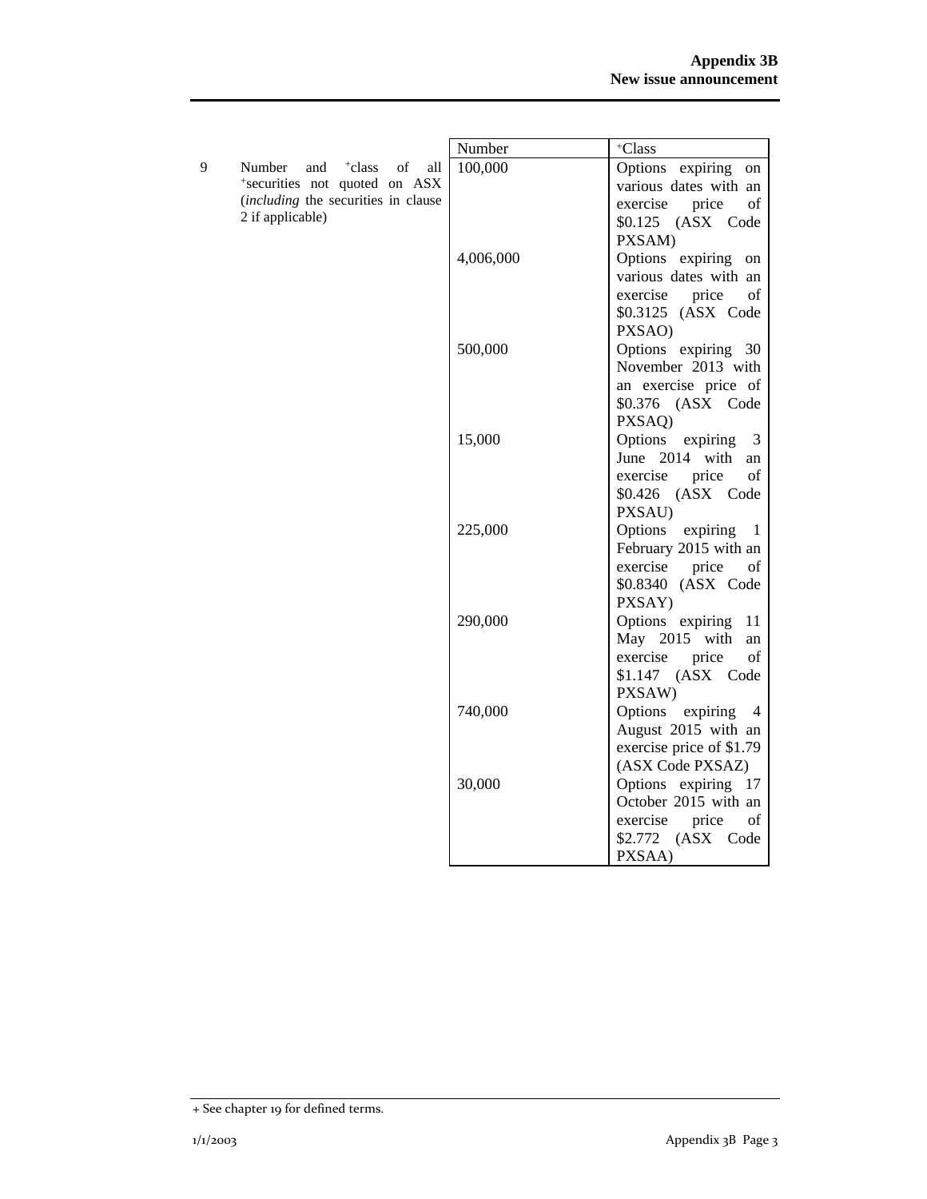| | | Number | +Class |
|---|---|---|---|
| 9 | Number and +class of all +securities not quoted on ASX (*including* the securities in clause 2 if applicable) | 100,000 | Options expiring on various dates with an exercise price of $0.125 (ASX Code PXSAM) |
| | | 4,006,000 | Options expiring on various dates with an exercise price of $0.3125 (ASX Code PXSAO) |
| | | 500,000 | Options expiring 30 November 2013 with an exercise price of $0.376 (ASX Code PXSAQ) |
| | | 15,000 | Options expiring 3 June 2014 with an exercise price of $0.426 (ASX Code PXSAU) |
| | | 225,000 | Options expiring 1 February 2015 with an exercise price of $0.8340 (ASX Code PXSAY) |
| | | 290,000 | Options expiring 11 May 2015 with an exercise price of $1.147 (ASX Code PXSAW) |
| | | 740,000 | Options expiring 4 August 2015 with an exercise price of $1.79 (ASX Code PXSAZ) |
| | | 30,000 | Options expiring 17 October 2015 with an exercise price of $2.772 (ASX Code PXSAA) |

+ See chapter 19 for defined terms.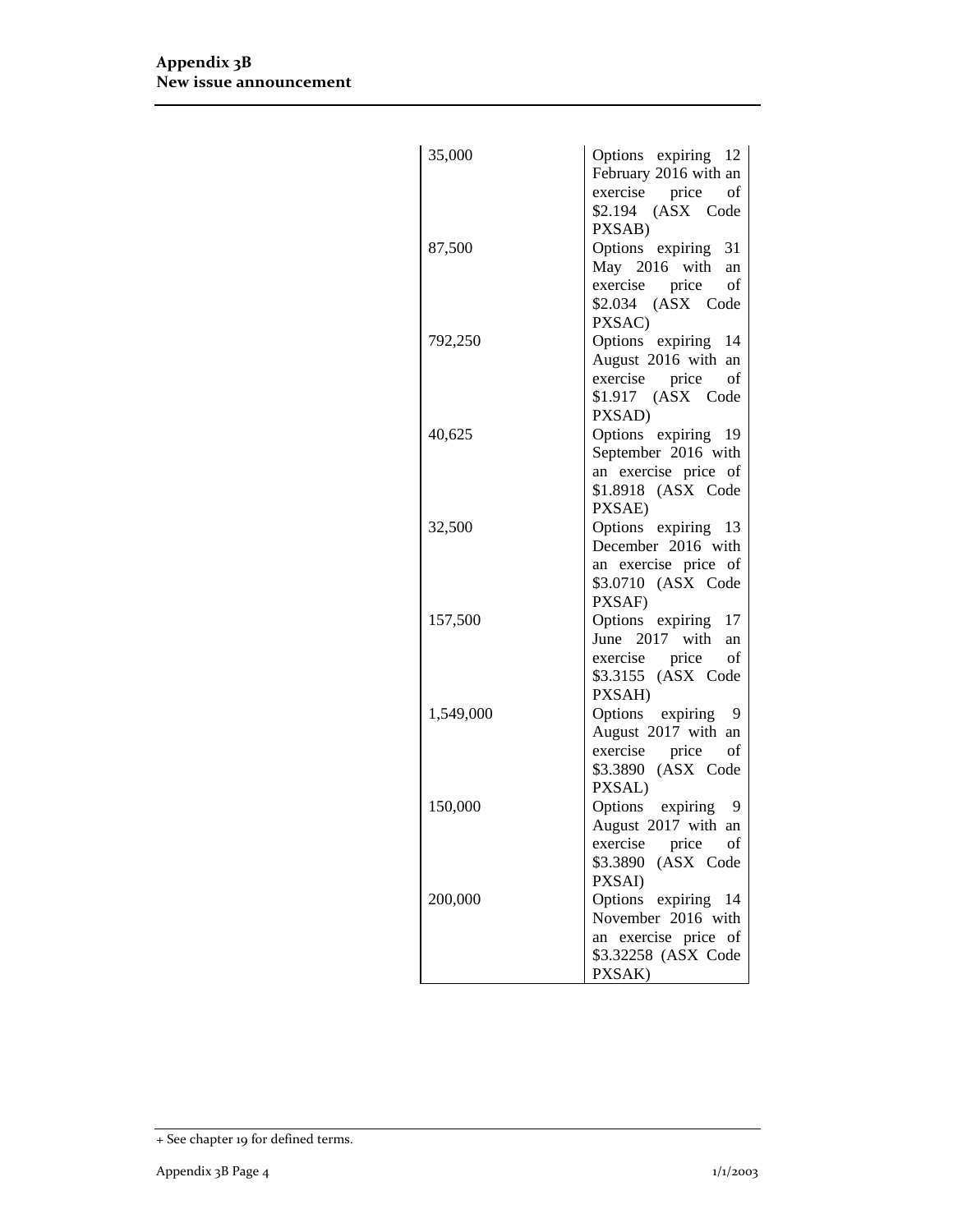| Number | +Class |
| --- | --- |
| 35,000 | Options expiring 12 February 2016 with an exercise price of $2.194 (ASX Code PXSAB) |
| 87,500 | Options expiring 31 May 2016 with an exercise price of $2.034 (ASX Code PXSAC) |
| 792,250 | Options expiring 14 August 2016 with an exercise price of $1.917 (ASX Code PXSAD) |
| 40,625 | Options expiring 19 September 2016 with an exercise price of $1.8918 (ASX Code PXSAE) |
| 32,500 | Options expiring 13 December 2016 with an exercise price of $3.0710 (ASX Code PXSAF) |
| 157,500 | Options expiring 17 June 2017 with an exercise price of $3.3155 (ASX Code PXSAH) |
| 1,549,000 | Options expiring 9 August 2017 with an exercise price of $3.3890 (ASX Code PXSAL) |
| 150,000 | Options expiring 9 August 2017 with an exercise price of $3.3890 (ASX Code PXSAI) |
| 200,000 | Options expiring 14 November 2016 with an exercise price of $3.32258 (ASX Code PXSAK) |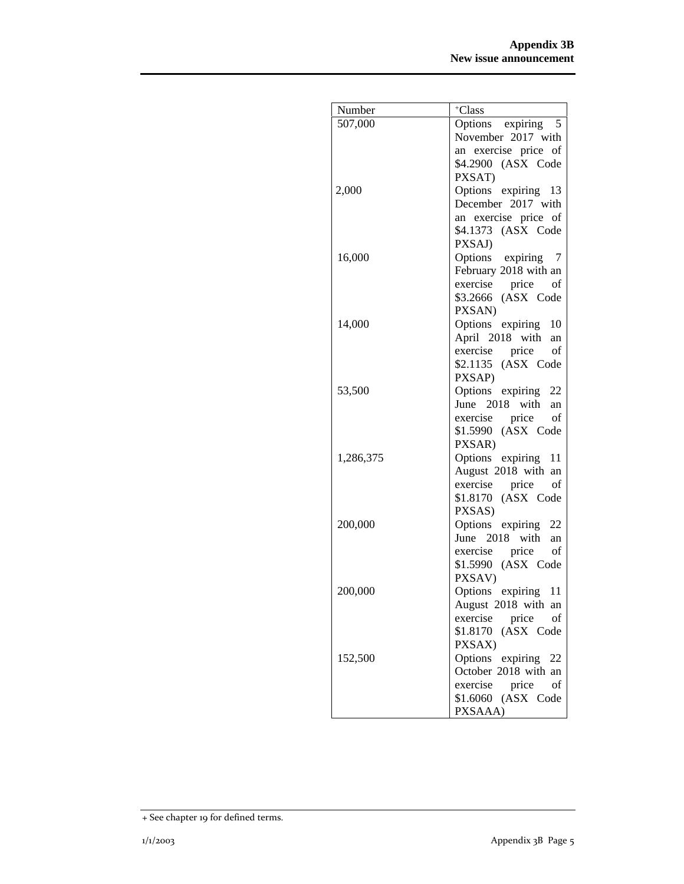| Number | +Class |
| --- | --- |
| 507,000 | Options expiring 5 November 2017 with an exercise price of $4.2900 (ASX Code PXSAT) |
| 2,000 | Options expiring 13 December 2017 with an exercise price of $4.1373 (ASX Code PXSAJ) |
| 16,000 | Options expiring 7 February 2018 with an exercise price of $3.2666 (ASX Code PXSAN) |
| 14,000 | Options expiring 10 April 2018 with an exercise price of $2.1135 (ASX Code PXSAP) |
| 53,500 | Options expiring 22 June 2018 with an exercise price of $1.5990 (ASX Code PXSAR) |
| 1,286,375 | Options expiring 11 August 2018 with an exercise price of $1.8170 (ASX Code PXSAS) |
| 200,000 | Options expiring 22 June 2018 with an exercise price of $1.5990 (ASX Code PXSAV) |
| 200,000 | Options expiring 11 August 2018 with an exercise price of $1.8170 (ASX Code PXSAX) |
| 152,500 | Options expiring 22 October 2018 with an exercise price of $1.6060 (ASX Code PXSAAA) |

+ See chapter 19 for defined terms.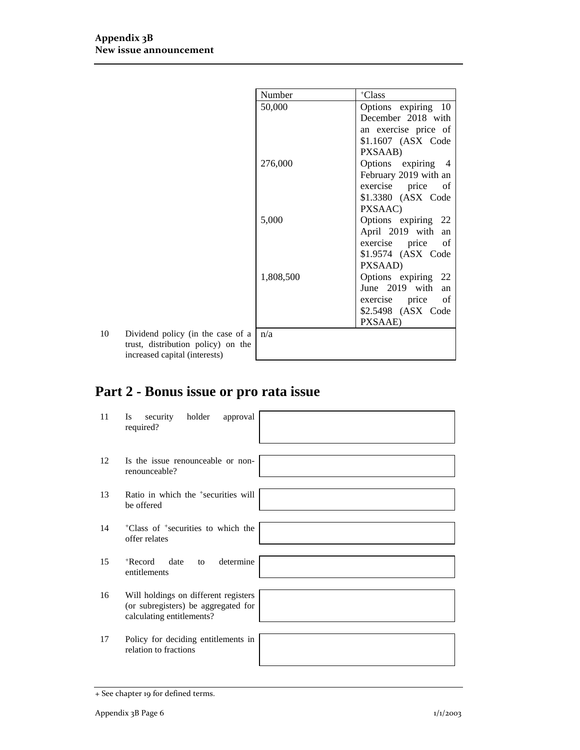| Number | +Class |
|---|---|
| 50,000 | Options expiring 10 December 2018 with an exercise price of $1.1607 (ASX Code PXSAAB) |
| 276,000 | Options expiring 4 February 2019 with an exercise price of $1.3380 (ASX Code PXSAAC) |
| 5,000 | Options expiring 22 April 2019 with an exercise price of $1.9574 (ASX Code PXSAAD) |
| 1,808,500 | Options expiring 22 June 2019 with an exercise price of $2.5498 (ASX Code PXSAAE) |

| | | |
|---|---|---|
| 10 | Dividend policy (in the case of a trust, distribution policy) on the increased capital (interests) | n/a |

# Part 2 - Bonus issue or pro rata issue

| | | |
|---|---|---|
| 11 | Is security holder approval required? | |
| 12 | Is the issue renounceable or non-renounceable? | |
| 13 | Ratio in which the +securities will be offered | |
| 14 | +Class of +securities to which the offer relates | |
| 15 | +Record date to determine entitlements | |
| 16 | Will holdings on different registers (or subregisters) be aggregated for calculating entitlements? | |
| 17 | Policy for deciding entitlements in relation to fractions | |

+ See chapter 19 for defined terms.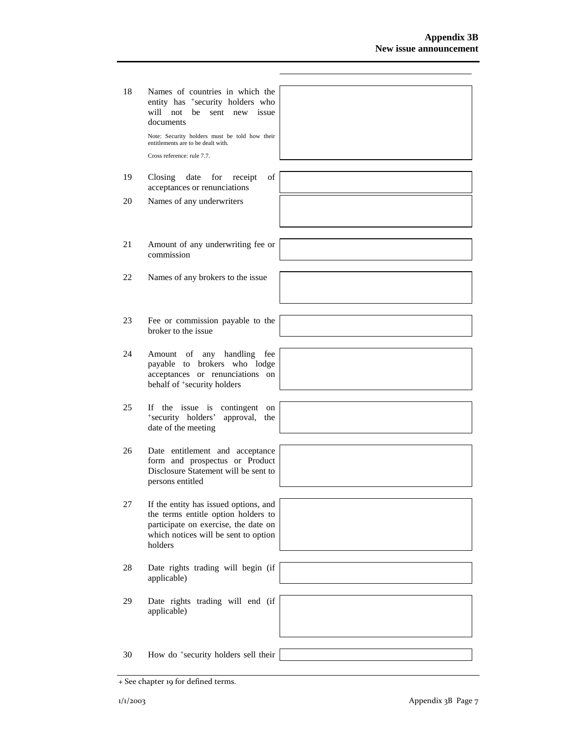| | | |
|---|---|---|
| 18 | Names of countries in which the entity has +security holders who will not be sent new issue documents<br><br>Note: Security holders must be told how their entitlements are to be dealt with.<br><br>Cross reference: rule 7.7. | |
| 19 | Closing date for receipt of acceptances or renunciations | |
| 20 | Names of any underwriters | |
| 21 | Amount of any underwriting fee or commission | |
| 22 | Names of any brokers to the issue | |
| 23 | Fee or commission payable to the broker to the issue | |
| 24 | Amount of any handling fee payable to brokers who lodge acceptances or renunciations on behalf of +security holders | |
| 25 | If the issue is contingent on +security holders' approval, the date of the meeting | |
| 26 | Date entitlement and acceptance form and prospectus or Product Disclosure Statement will be sent to persons entitled | |
| 27 | If the entity has issued options, and the terms entitle option holders to participate on exercise, the date on which notices will be sent to option holders | |
| 28 | Date rights trading will begin (if applicable) | |
| 29 | Date rights trading will end (if applicable) | |
| 30 | How do +security holders sell their | |

+ See chapter 19 for defined terms.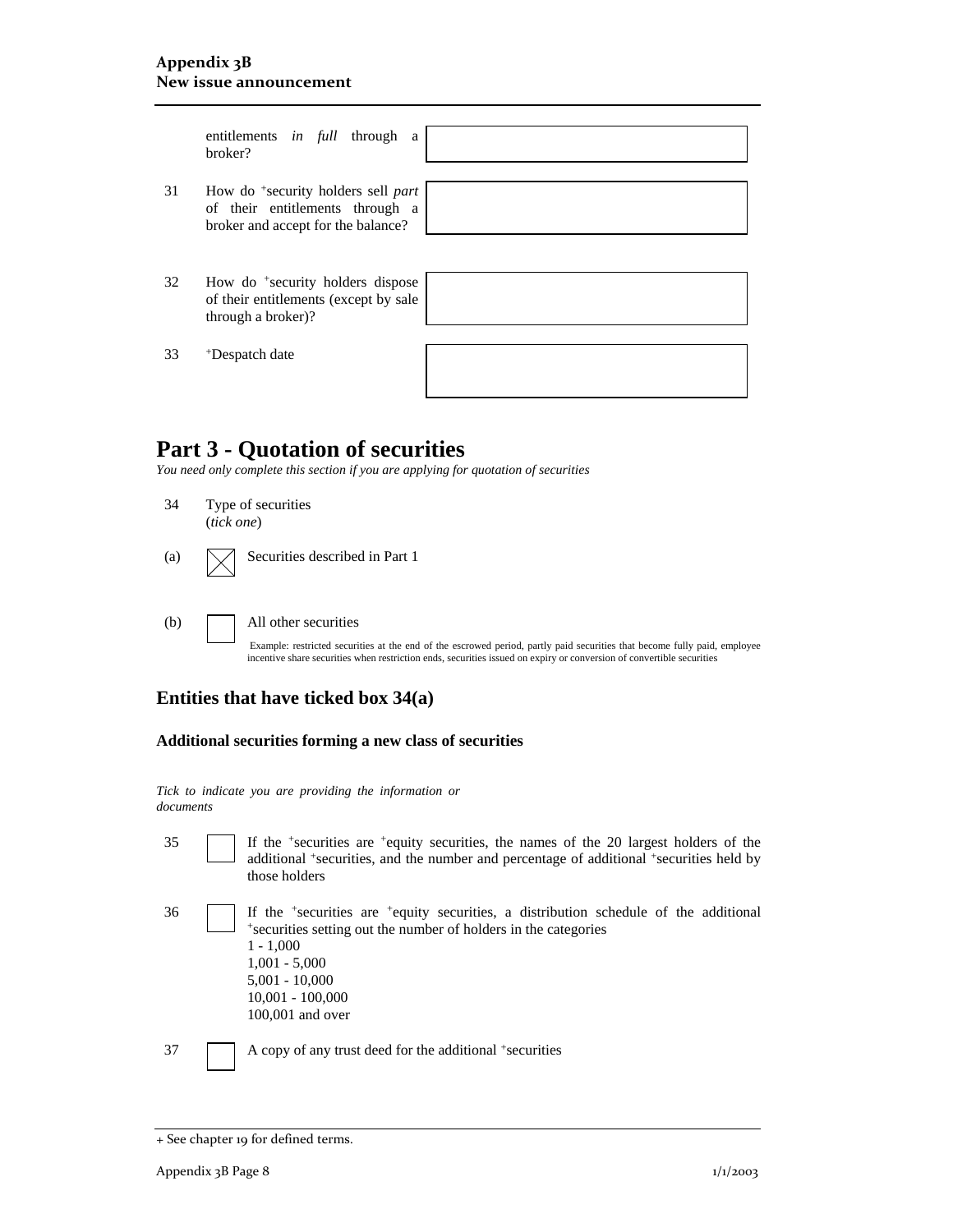| | | |
|---|---|---|
| | entitlements *in full* through a broker? | |
| 31 | How do +security holders sell *part* of their entitlements through a broker and accept for the balance? | |
| 32 | How do +security holders dispose of their entitlements (except by sale through a broker)? | |
| 33 | +Despatch date | |

# Part 3 - Quotation of securities

*You need only complete this section if you are applying for quotation of securities*

34 Type of securities
(*tick one*)

(a) ☒ Securities described in Part 1

(b) ☐ All other securities

Example: restricted securities at the end of the escrowed period, partly paid securities that become fully paid, employee incentive share securities when restriction ends, securities issued on expiry or conversion of convertible securities

## Entities that have ticked box 34(a)

### Additional securities forming a new class of securities

*Tick to indicate you are providing the information or documents*

35 ☐ If the +securities are +equity securities, the names of the 20 largest holders of the additional +securities, and the number and percentage of additional +securities held by those holders

36 ☐ If the +securities are +equity securities, a distribution schedule of the additional +securities setting out the number of holders in the categories
1 - 1,000
1,001 - 5,000
5,001 - 10,000
10,001 - 100,000
100,001 and over

37 ☐ A copy of any trust deed for the additional +securities

+ See chapter 19 for defined terms.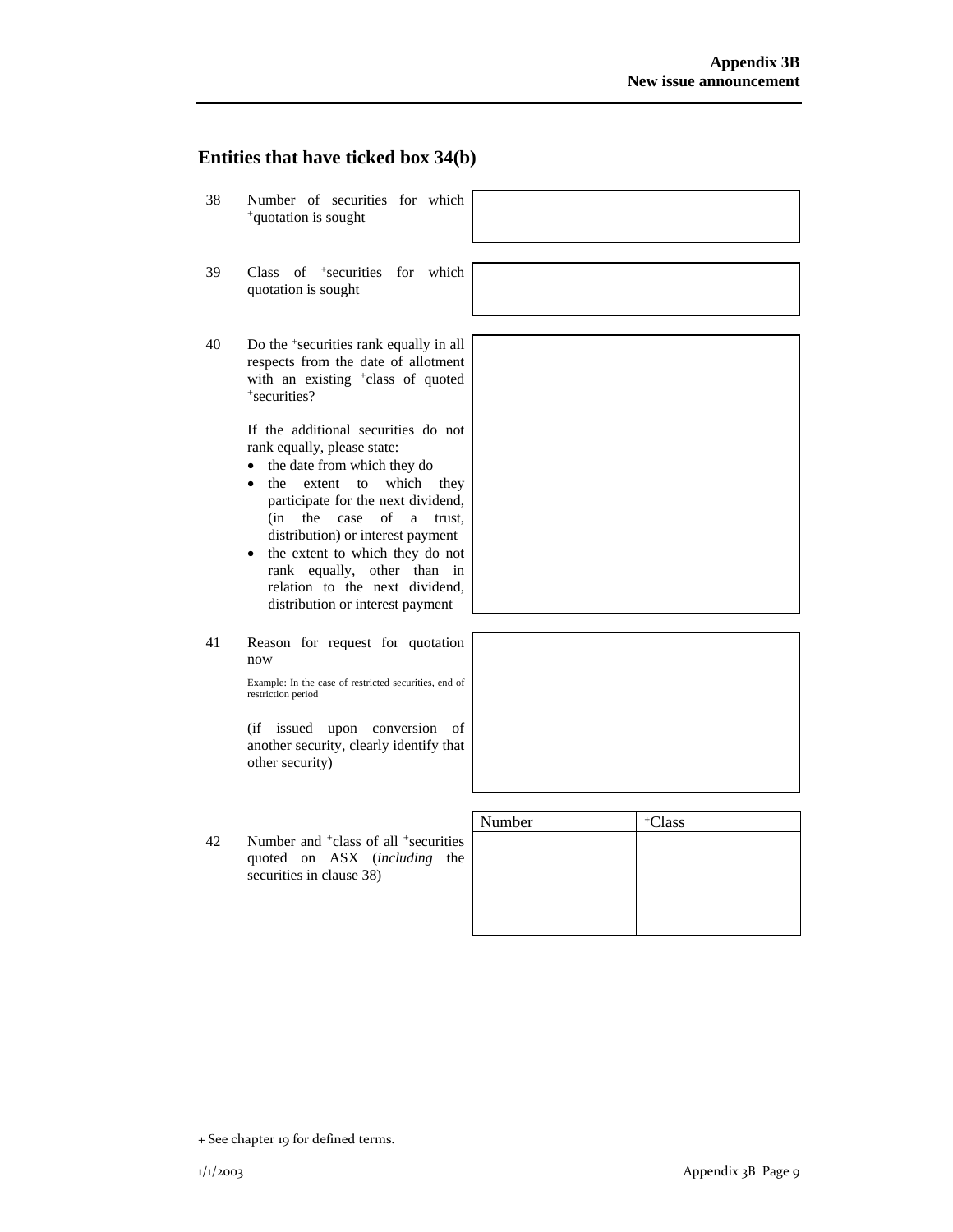## Entities that have ticked box 34(b)

38 Number of securities for which +quotation is sought

39 Class of +securities for which quotation is sought

40 Do the +securities rank equally in all respects from the date of allotment with an existing +class of quoted +securities?

If the additional securities do not rank equally, please state:

- the date from which they do
- the extent to which they participate for the next dividend, (in the case of a trust, distribution) or interest payment
- the extent to which they do not rank equally, other than in relation to the next dividend, distribution or interest payment

41 Reason for request for quotation now

Example: In the case of restricted securities, end of restriction period

(if issued upon conversion of another security, clearly identify that other security)

42 Number and +class of all +securities quoted on ASX (*including* the securities in clause 38)

| Number | +Class |
|---|---|
| | |

+ See chapter 19 for defined terms.

1/1/2003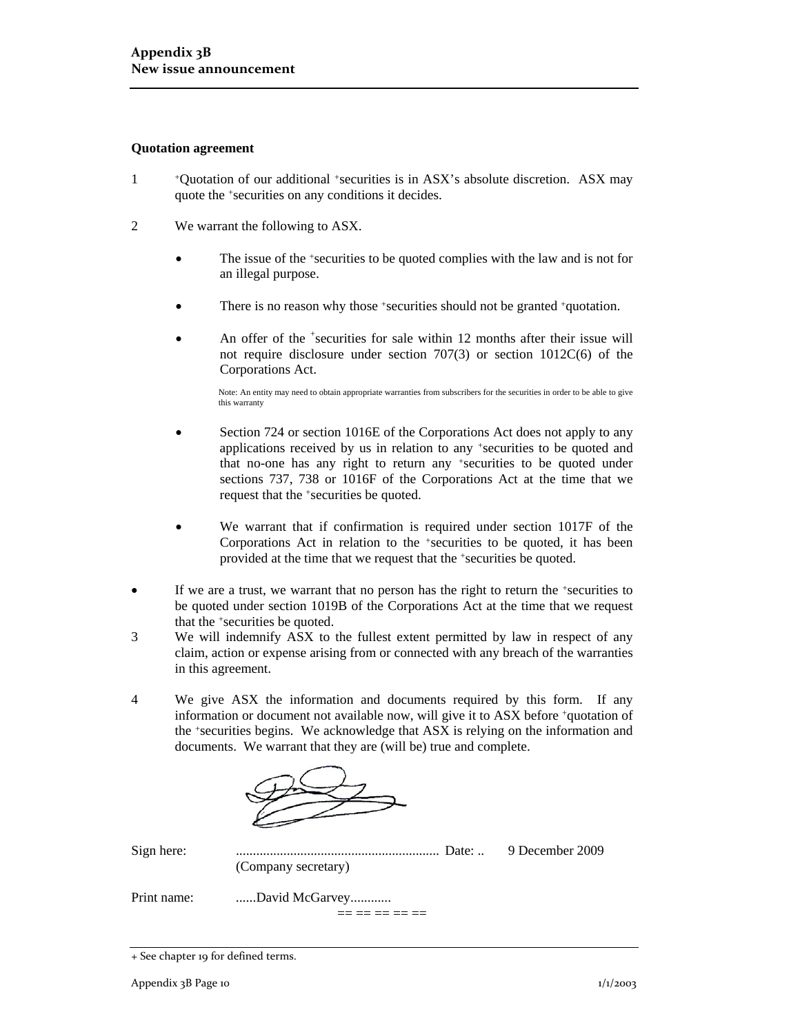## Quotation agreement

1 +Quotation of our additional +securities is in ASX's absolute discretion. ASX may quote the +securities on any conditions it decides.

2 We warrant the following to ASX.

- The issue of the +securities to be quoted complies with the law and is not for an illegal purpose.
- There is no reason why those +securities should not be granted +quotation.
- An offer of the +securities for sale within 12 months after their issue will not require disclosure under section 707(3) or section 1012C(6) of the Corporations Act.

  Note: An entity may need to obtain appropriate warranties from subscribers for the securities in order to be able to give this warranty

- Section 724 or section 1016E of the Corporations Act does not apply to any applications received by us in relation to any +securities to be quoted and that no-one has any right to return any +securities to be quoted under sections 737, 738 or 1016F of the Corporations Act at the time that we request that the +securities be quoted.
- We warrant that if confirmation is required under section 1017F of the Corporations Act in relation to the +securities to be quoted, it has been provided at the time that we request that the +securities be quoted.

- If we are a trust, we warrant that no person has the right to return the +securities to be quoted under section 1019B of the Corporations Act at the time that we request that the +securities be quoted.

3 We will indemnify ASX to the fullest extent permitted by law in respect of any claim, action or expense arising from or connected with any breach of the warranties in this agreement.

4 We give ASX the information and documents required by this form. If any information or document not available now, will give it to ASX before +quotation of the +securities begins. We acknowledge that ASX is relying on the information and documents. We warrant that they are (will be) true and complete.

Sign here: ............................................................ Date: .. 9 December 2009
(Company secretary)

Print name: ......David McGarvey............

== == == == ==

+ See chapter 19 for defined terms.